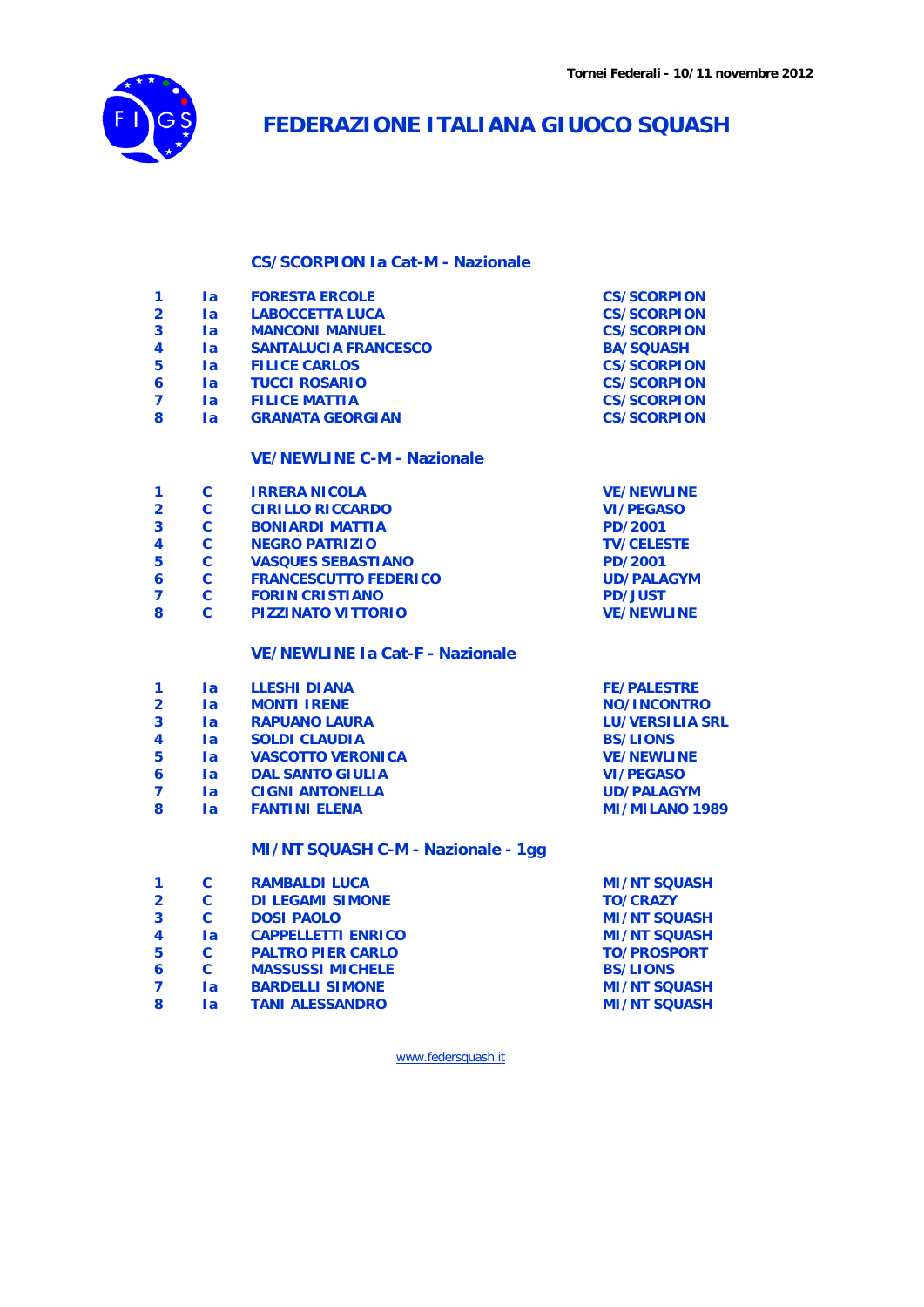Tornei Federali - 10/11 novembre 2012

# FEDERAZIONE ITALIANA GIUOCO SQUASH

## CS/SCORPION Ia Cat-M - Nazionale

| | | | |
|---|---|---|---|
| 1 | Ia | FORESTA ERCOLE | CS/SCORPION |
| 2 | Ia | LABOCCETTA LUCA | CS/SCORPION |
| 3 | Ia | MANCONI MANUEL | CS/SCORPION |
| 4 | Ia | SANTALUCIA FRANCESCO | BA/SQUASH |
| 5 | Ia | FILICE CARLOS | CS/SCORPION |
| 6 | Ia | TUCCI ROSARIO | CS/SCORPION |
| 7 | Ia | FILICE MATTIA | CS/SCORPION |
| 8 | Ia | GRANATA GEORGIAN | CS/SCORPION |

## VE/NEWLINE C-M - Nazionale

| | | | |
|---|---|---|---|
| 1 | C | IRRERA NICOLA | VE/NEWLINE |
| 2 | C | CIRILLO RICCARDO | VI/PEGASO |
| 3 | C | BONIARDI MATTIA | PD/2001 |
| 4 | C | NEGRO PATRIZIO | TV/CELESTE |
| 5 | C | VASQUES SEBASTIANO | PD/2001 |
| 6 | C | FRANCESCUTTO FEDERICO | UD/PALAGYM |
| 7 | C | FORIN CRISTIANO | PD/JUST |
| 8 | C | PIZZINATO VITTORIO | VE/NEWLINE |

## VE/NEWLINE Ia Cat-F - Nazionale

| | | | |
|---|---|---|---|
| 1 | Ia | LLESHI DIANA | FE/PALESTRE |
| 2 | Ia | MONTI IRENE | NO/INCONTRO |
| 3 | Ia | RAPUANO LAURA | LU/VERSILIA SRL |
| 4 | Ia | SOLDI CLAUDIA | BS/LIONS |
| 5 | Ia | VASCOTTO VERONICA | VE/NEWLINE |
| 6 | Ia | DAL SANTO GIULIA | VI/PEGASO |
| 7 | Ia | CIGNI ANTONELLA | UD/PALAGYM |
| 8 | Ia | FANTINI ELENA | MI/MILANO 1989 |

## MI/NT SQUASH C-M - Nazionale - 1gg

| | | | |
|---|---|---|---|
| 1 | C | RAMBALDI LUCA | MI/NT SQUASH |
| 2 | C | DI LEGAMI SIMONE | TO/CRAZY |
| 3 | C | DOSI PAOLO | MI/NT SQUASH |
| 4 | Ia | CAPPELLETTI ENRICO | MI/NT SQUASH |
| 5 | C | PALTRO PIER CARLO | TO/PROSPORT |
| 6 | C | MASSUSSI MICHELE | BS/LIONS |
| 7 | Ia | BARDELLI SIMONE | MI/NT SQUASH |
| 8 | Ia | TANI ALESSANDRO | MI/NT SQUASH |

www.federsquash.it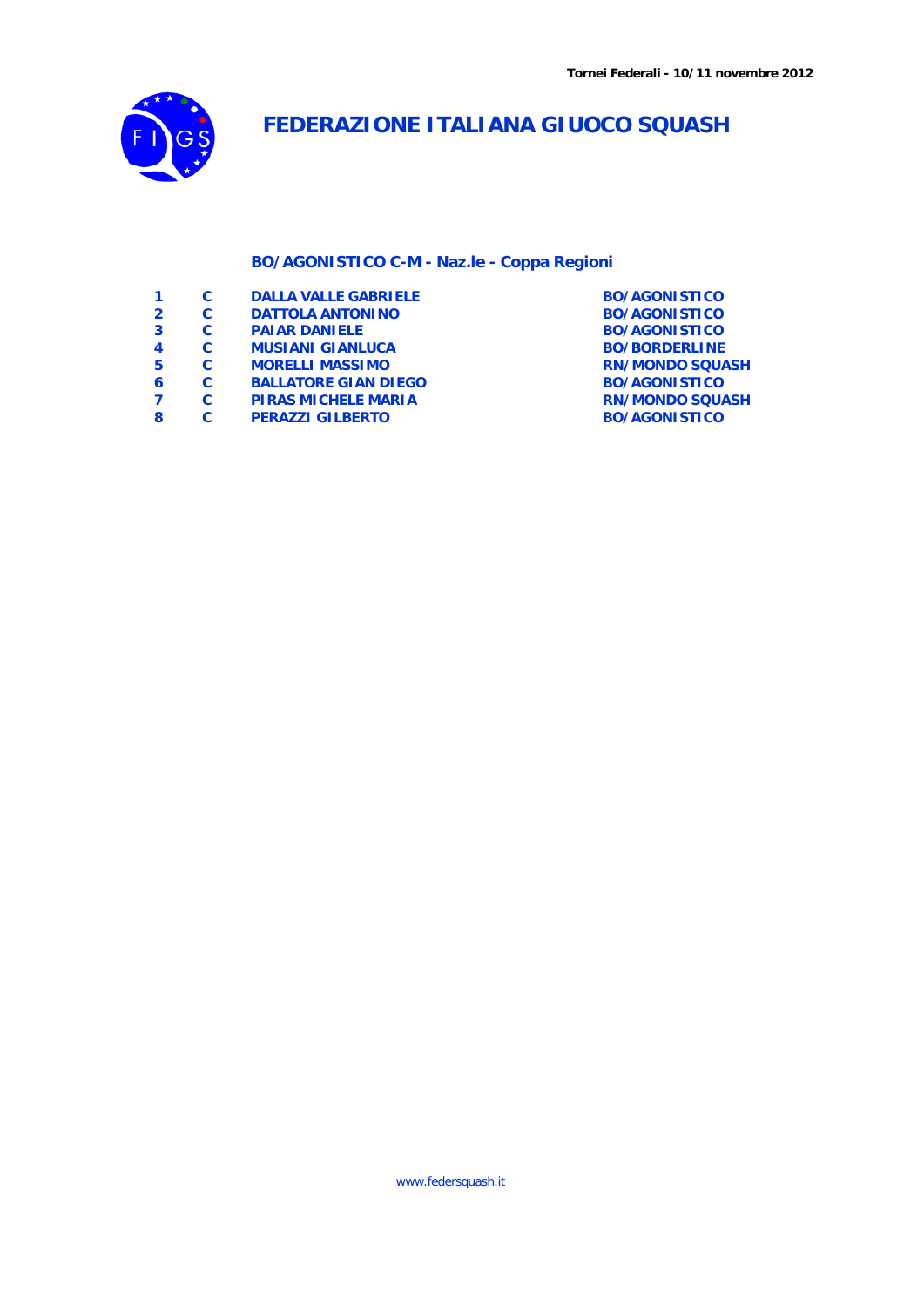Tornei Federali - 10/11 novembre 2012

## FEDERAZIONE ITALIANA GIUOCO SQUASH

### BO/AGONISTICO C-M - Naz.le - Coppa Regioni

| | | | |
|---|---|---|---|
| 1 | C | DALLA VALLE GABRIELE | BO/AGONISTICO |
| 2 | C | DATTOLA ANTONINO | BO/AGONISTICO |
| 3 | C | PAIAR DANIELE | BO/AGONISTICO |
| 4 | C | MUSIANI GIANLUCA | BO/BORDERLINE |
| 5 | C | MORELLI MASSIMO | RN/MONDO SQUASH |
| 6 | C | BALLATORE GIAN DIEGO | BO/AGONISTICO |
| 7 | C | PIRAS MICHELE MARIA | RN/MONDO SQUASH |
| 8 | C | PERAZZI GILBERTO | BO/AGONISTICO |

www.federsquash.it